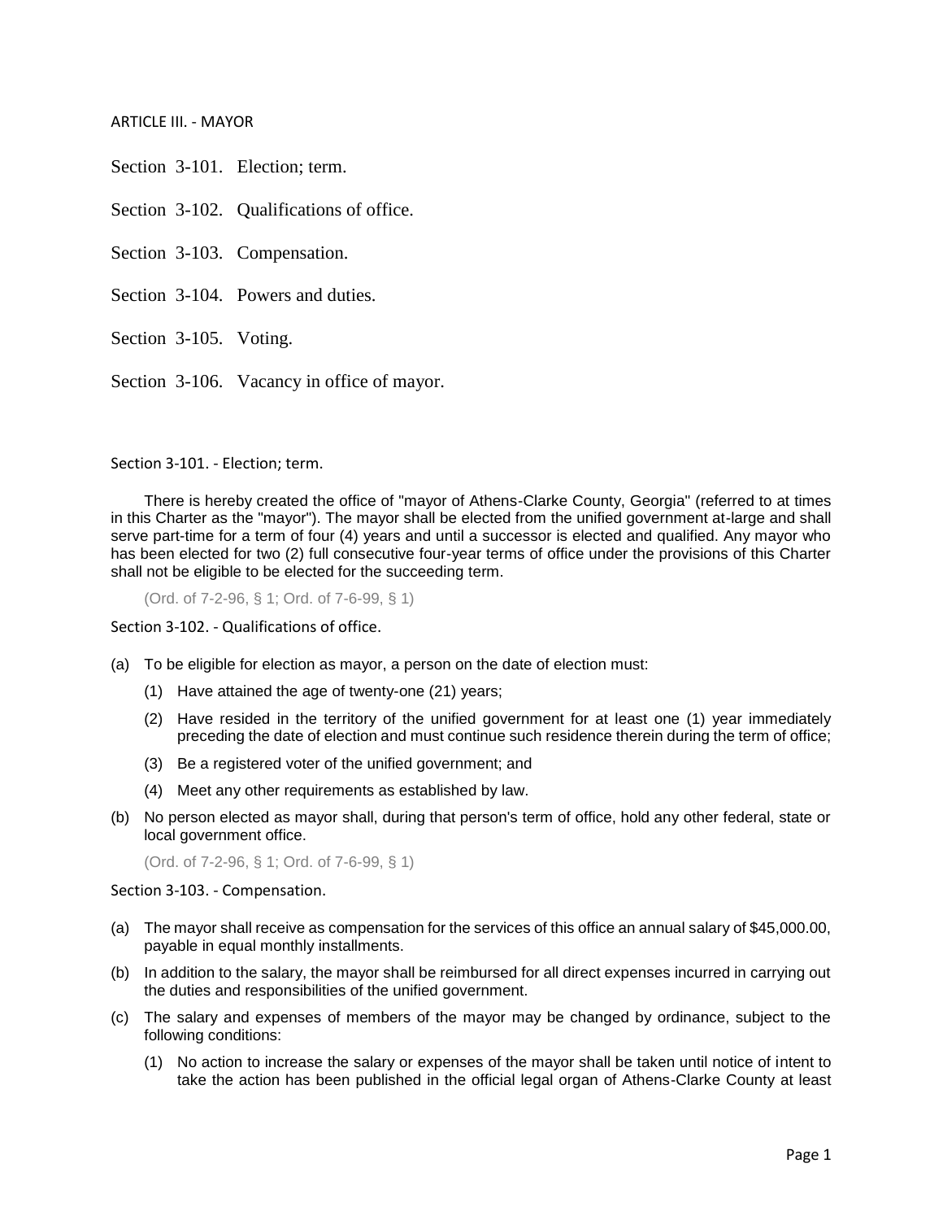# ARTICLE III. - MAYOR

Section 3-101. Election; term.

Section 3-102. Qualifications of office.

Section 3-103. Compensation.

Section 3-104. Powers and duties.

Section 3-105. Voting.

Section 3-106. Vacancy in office of mayor.

## Section 3-101. - Election; term.

There is hereby created the office of "mayor of Athens-Clarke County, Georgia" (referred to at times in this Charter as the "mayor"). The mayor shall be elected from the unified government at-large and shall serve part-time for a term of four (4) years and until a successor is elected and qualified. Any mayor who has been elected for two (2) full consecutive four-year terms of office under the provisions of this Charter shall not be eligible to be elected for the succeeding term.

(Ord. of 7-2-96, § 1; Ord. of 7-6-99, § 1)

## Section 3-102. - Qualifications of office.

(a) To be eligible for election as mayor, a person on the date of election must:

(1) Have attained the age of twenty-one (21) years;

(2) Have resided in the territory of the unified government for at least one (1) year immediately preceding the date of election and must continue such residence therein during the term of office;

(3) Be a registered voter of the unified government; and

(4) Meet any other requirements as established by law.

(b) No person elected as mayor shall, during that person's term of office, hold any other federal, state or local government office.

(Ord. of 7-2-96, § 1; Ord. of 7-6-99, § 1)

## Section 3-103. - Compensation.

(a) The mayor shall receive as compensation for the services of this office an annual salary of $45,000.00, payable in equal monthly installments.

(b) In addition to the salary, the mayor shall be reimbursed for all direct expenses incurred in carrying out the duties and responsibilities of the unified government.

(c) The salary and expenses of members of the mayor may be changed by ordinance, subject to the following conditions:

(1) No action to increase the salary or expenses of the mayor shall be taken until notice of intent to take the action has been published in the official legal organ of Athens-Clarke County at least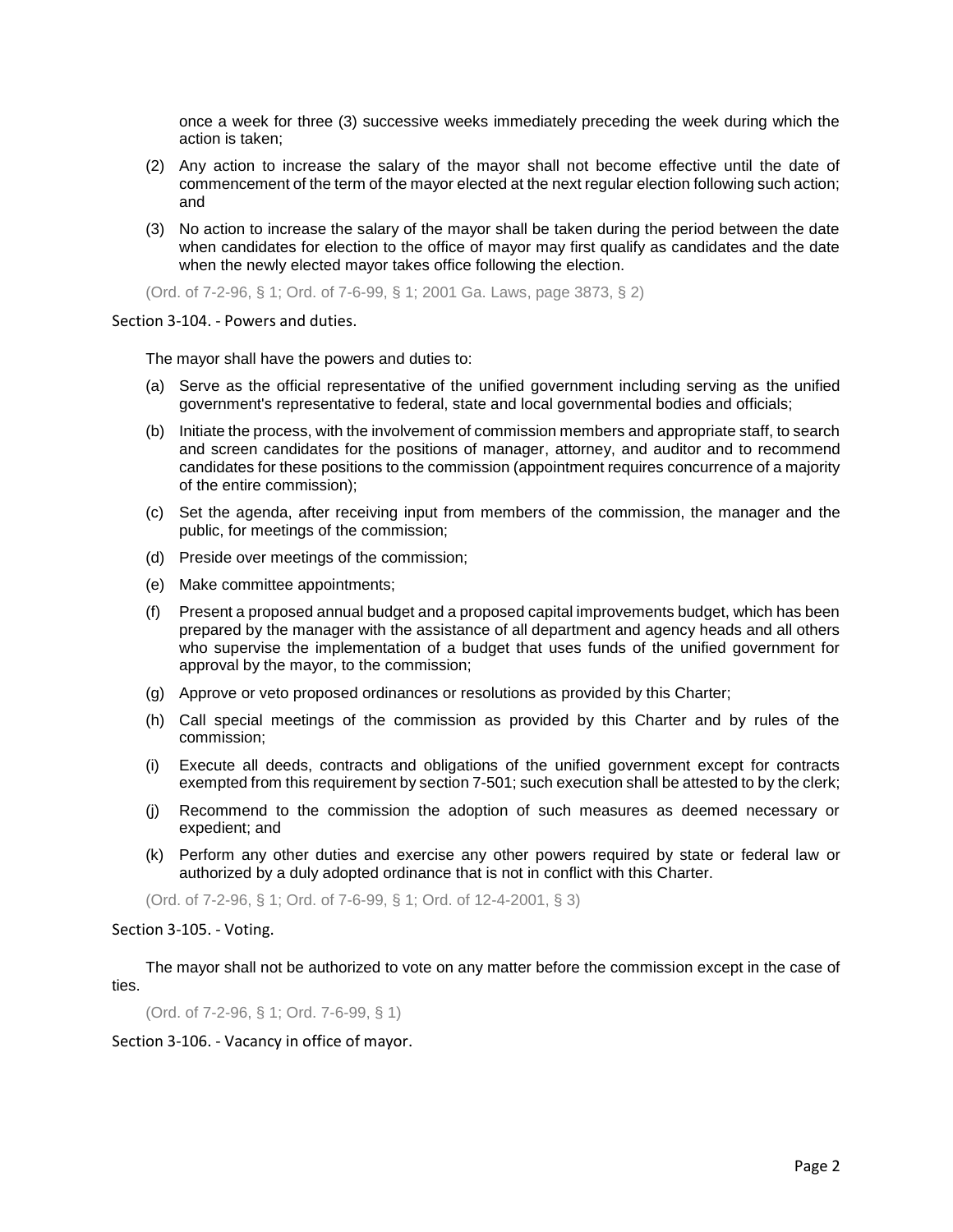once a week for three (3) successive weeks immediately preceding the week during which the action is taken;

(2) Any action to increase the salary of the mayor shall not become effective until the date of commencement of the term of the mayor elected at the next regular election following such action; and

(3) No action to increase the salary of the mayor shall be taken during the period between the date when candidates for election to the office of mayor may first qualify as candidates and the date when the newly elected mayor takes office following the election.

(Ord. of 7-2-96, § 1; Ord. of 7-6-99, § 1; 2001 Ga. Laws, page 3873, § 2)

### Section 3-104. - Powers and duties.

The mayor shall have the powers and duties to:

(a) Serve as the official representative of the unified government including serving as the unified government's representative to federal, state and local governmental bodies and officials;

(b) Initiate the process, with the involvement of commission members and appropriate staff, to search and screen candidates for the positions of manager, attorney, and auditor and to recommend candidates for these positions to the commission (appointment requires concurrence of a majority of the entire commission);

(c) Set the agenda, after receiving input from members of the commission, the manager and the public, for meetings of the commission;

(d) Preside over meetings of the commission;

(e) Make committee appointments;

(f) Present a proposed annual budget and a proposed capital improvements budget, which has been prepared by the manager with the assistance of all department and agency heads and all others who supervise the implementation of a budget that uses funds of the unified government for approval by the mayor, to the commission;

(g) Approve or veto proposed ordinances or resolutions as provided by this Charter;

(h) Call special meetings of the commission as provided by this Charter and by rules of the commission;

(i) Execute all deeds, contracts and obligations of the unified government except for contracts exempted from this requirement by section 7-501; such execution shall be attested to by the clerk;

(j) Recommend to the commission the adoption of such measures as deemed necessary or expedient; and

(k) Perform any other duties and exercise any other powers required by state or federal law or authorized by a duly adopted ordinance that is not in conflict with this Charter.

(Ord. of 7-2-96, § 1; Ord. of 7-6-99, § 1; Ord. of 12-4-2001, § 3)

### Section 3-105. - Voting.

The mayor shall not be authorized to vote on any matter before the commission except in the case of ties.

(Ord. of 7-2-96, § 1; Ord. 7-6-99, § 1)

### Section 3-106. - Vacancy in office of mayor.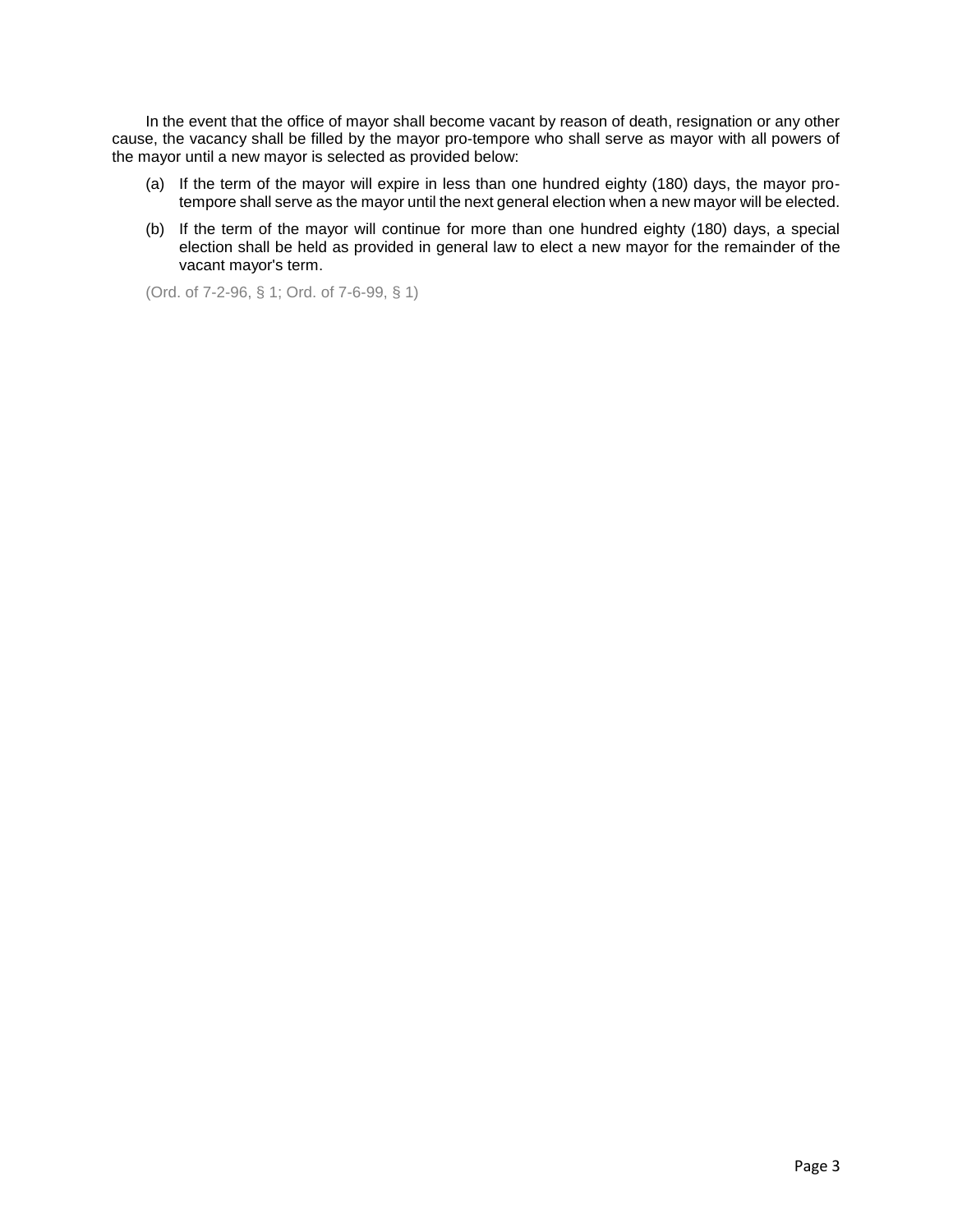In the event that the office of mayor shall become vacant by reason of death, resignation or any other cause, the vacancy shall be filled by the mayor pro-tempore who shall serve as mayor with all powers of the mayor until a new mayor is selected as provided below:

(a) If the term of the mayor will expire in less than one hundred eighty (180) days, the mayor pro-tempore shall serve as the mayor until the next general election when a new mayor will be elected.

(b) If the term of the mayor will continue for more than one hundred eighty (180) days, a special election shall be held as provided in general law to elect a new mayor for the remainder of the vacant mayor's term.

(Ord. of 7-2-96, § 1; Ord. of 7-6-99, § 1)